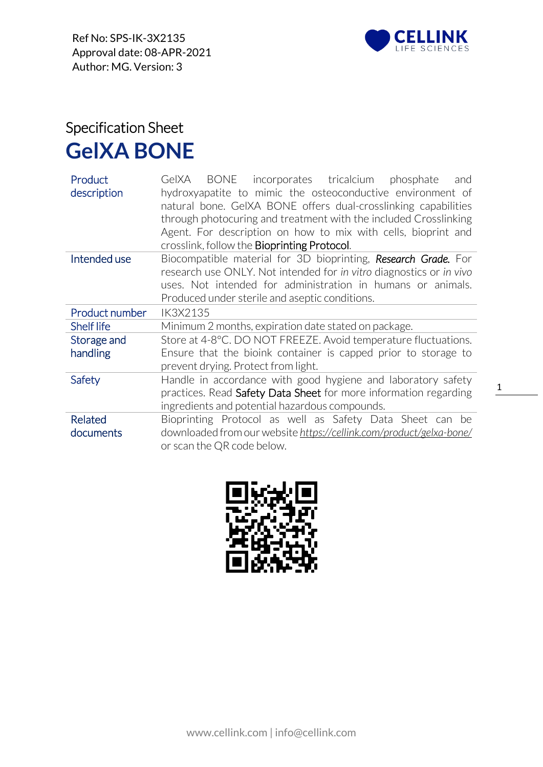Ref No: SPS-IK-3X2135
Approval date: 08-APR-2021
Author: MG. Version: 3

Specification Sheet

# GelXA BONE

| | |
|---|---|
| Product description | GelXA BONE incorporates tricalcium phosphate and hydroxyapatite to mimic the osteoconductive environment of natural bone. GelXA BONE offers dual-crosslinking capabilities through photocuring and treatment with the included Crosslinking Agent. For description on how to mix with cells, bioprint and crosslink, follow the Bioprinting Protocol. |
| Intended use | Biocompatible material for 3D bioprinting, ***Research Grade.*** For research use ONLY. Not intended for *in vitro* diagnostics or *in vivo* uses. Not intended for administration in humans or animals. Produced under sterile and aseptic conditions. |
| Product number | IK3X2135 |
| Shelf life | Minimum 2 months, expiration date stated on package. |
| Storage and handling | Store at 4-8°C. DO NOT FREEZE. Avoid temperature fluctuations. Ensure that the bioink container is capped prior to storage to prevent drying. Protect from light. |
| Safety | Handle in accordance with good hygiene and laboratory safety practices. Read Safety Data Sheet for more information regarding ingredients and potential hazardous compounds. |
| Related documents | Bioprinting Protocol as well as Safety Data Sheet can be downloaded from our website *https://cellink.com/product/gelxa-bone/* or scan the QR code below. |

www.cellink.com | info@cellink.com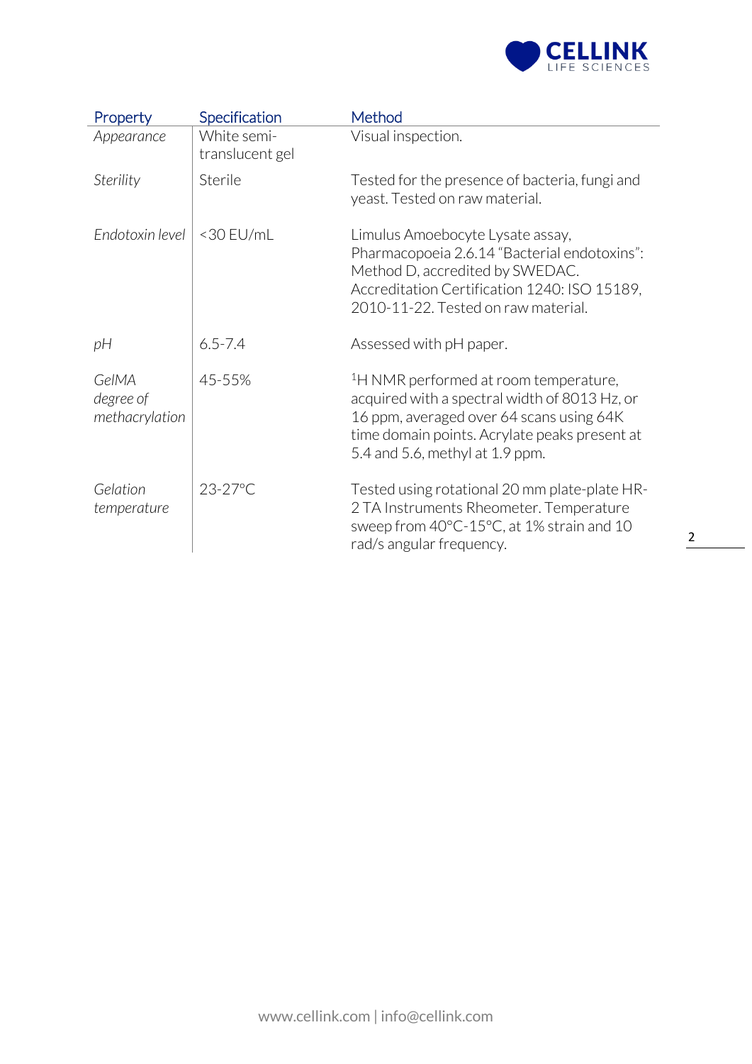| Property | Specification | Method |
|---|---|---|
| *Appearance* | White semi-translucent gel | Visual inspection. |
| *Sterility* | Sterile | Tested for the presence of bacteria, fungi and yeast. Tested on raw material. |
| *Endotoxin level* | <30 EU/mL | Limulus Amoebocyte Lysate assay, Pharmacopoeia 2.6.14 "Bacterial endotoxins": Method D, accredited by SWEDAC. Accreditation Certification 1240: ISO 15189, 2010-11-22. Tested on raw material. |
| *pH* | 6.5-7.4 | Assessed with pH paper. |
| *GelMA degree of methacrylation* | 45-55% | $^{1}$H NMR performed at room temperature, acquired with a spectral width of 8013 Hz, or 16 ppm, averaged over 64 scans using 64K time domain points. Acrylate peaks present at 5.4 and 5.6, methyl at 1.9 ppm. |
| *Gelation temperature* | 23-27°C | Tested using rotational 20 mm plate-plate HR-2 TA Instruments Rheometer. Temperature sweep from 40°C-15°C, at 1% strain and 10 rad/s angular frequency. |